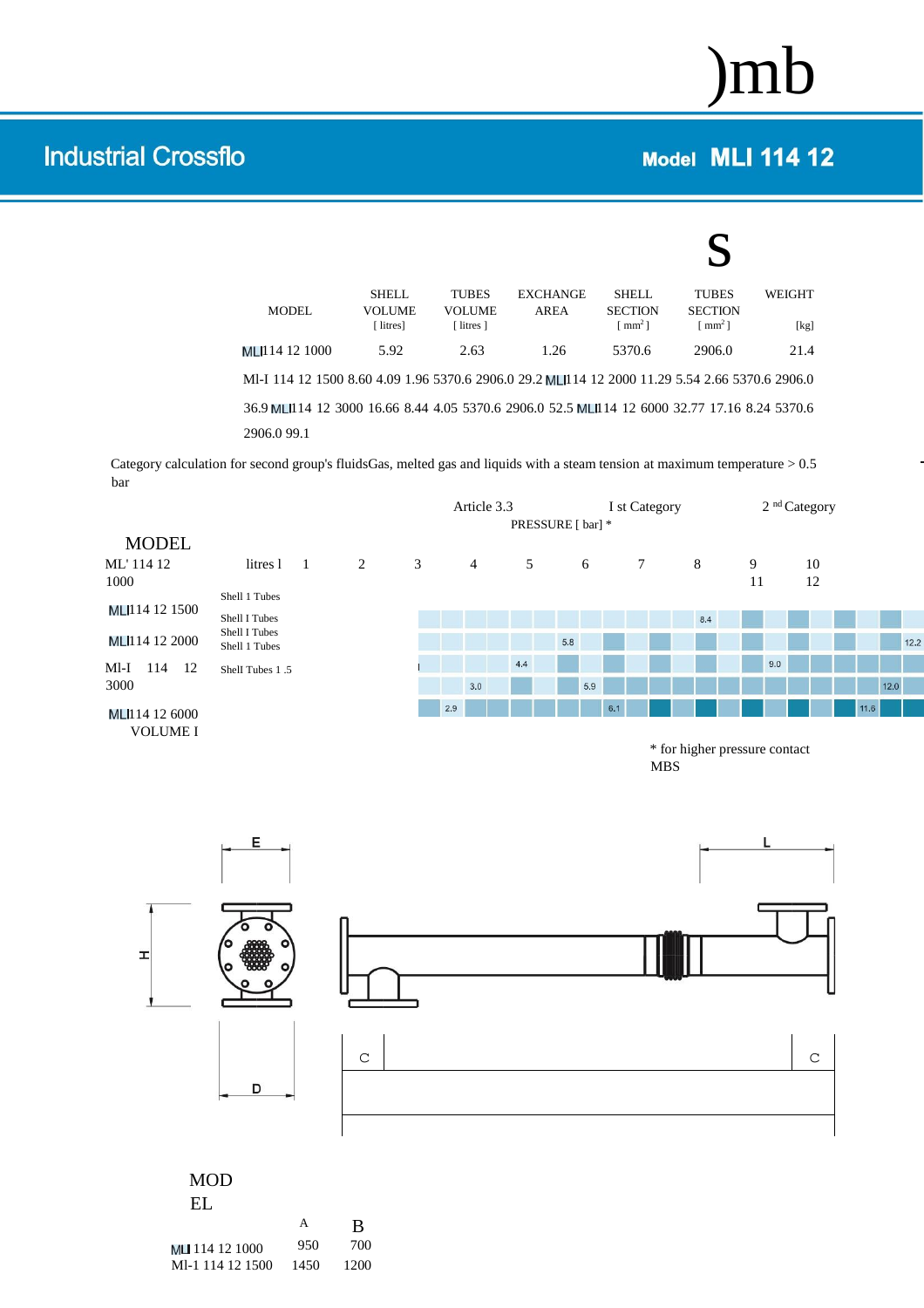)mb

# Industrial Crossflo

## Model MLI 114 12

S

| MODEL | SHELL VOLUME [ litres] | TUBES VOLUME [ litres ] | EXCHANGE AREA | SHELL SECTION [ mm² ] | TUBES SECTION [ mm² ] | WEIGHT [kg] |
|---|---|---|---|---|---|---|
| MLI 114 12 1000 | 5.92 | 2.63 | 1.26 | 5370.6 | 2906.0 | 21.4 |
| Ml-I 114 12 1500 | 8.60 | 4.09 | 1.96 | 5370.6 | 2906.0 | 29.2 |
| MLI 114 12 2000 | 11.29 | 5.54 | 2.66 | 5370.6 | 2906.0 | 36.9 |
| MLI 114 12 3000 | 16.66 | 8.44 | 4.05 | 5370.6 | 2906.0 | 52.5 |
| MLI 114 12 6000 | 32.77 | 17.16 | 8.24 | 5370.6 | 2906.0 | 99.1 |

Category calculation for second group's fluidsGas, melted gas and liquids with a steam tension at maximum temperature > 0.5 bar

Article 3.3 — I st Category — 2 nd Category

PRESSURE [ bar] *

| MODEL | litres l | 1 | 2 | 3 | 4 | 5 | 6 | 7 | 8 | 9 | 10 | 11 | 12 |
|---|---|---|---|---|---|---|---|---|---|---|---|---|---|
| ML' 114 12 1000 | Shell 1 Tubes | | | | | | | | | | | | |
| MLI 114 12 1500 | Shell I Tubes | | | | | | | | 8.4 | | | | |
| MLI 114 12 2000 | Shell I Tubes / Shell 1 Tubes | | | | | | 5.8 | | | | | | 12.2 |
| Ml-I 114 12 3000 | Shell Tubes 1 .5 | | | | | 4.4 | | | | 9.0 | | | |
| | | | | | 3.0 | | 5.9 | | | | | 12.0 | |
| MLI 114 12 6000 VOLUME I | | | 2.9 | | | | | 6.1 | | | | 11.6 | |

\* for higher pressure contact MBS

E — L — H — D — C — C

| MODEL | A | B |
|---|---|---|
| MLI 114 12 1000 | 950 | 700 |
| Ml-1 114 12 1500 | 1450 | 1200 |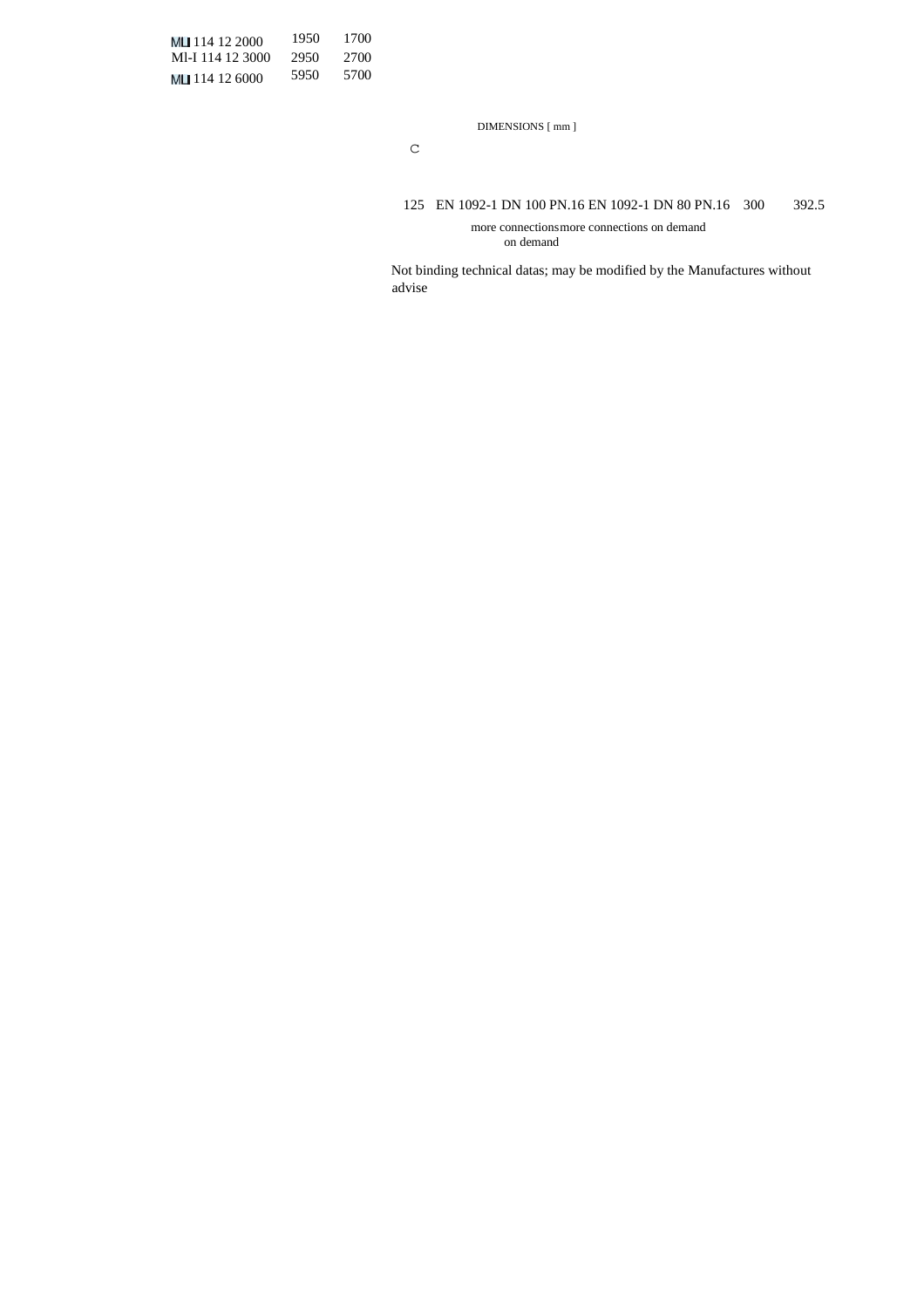| | | |
|---|---|---|
| MLI 114 12 2000 | 1950 | 1700 |
| Ml-I 114 12 3000 | 2950 | 2700 |
| MLI 114 12 6000 | 5950 | 5700 |

DIMENSIONS [ mm ]

C

| | | | | |
|---|---|---|---|---|
| 125 | EN 1092-1 DN 100 PN.16 | EN 1092-1 DN 80 PN.16 | 300 | 392.5 |
| | more connections on demand | more connections on demand | | |

Not binding technical datas; may be modified by the Manufactures without advise